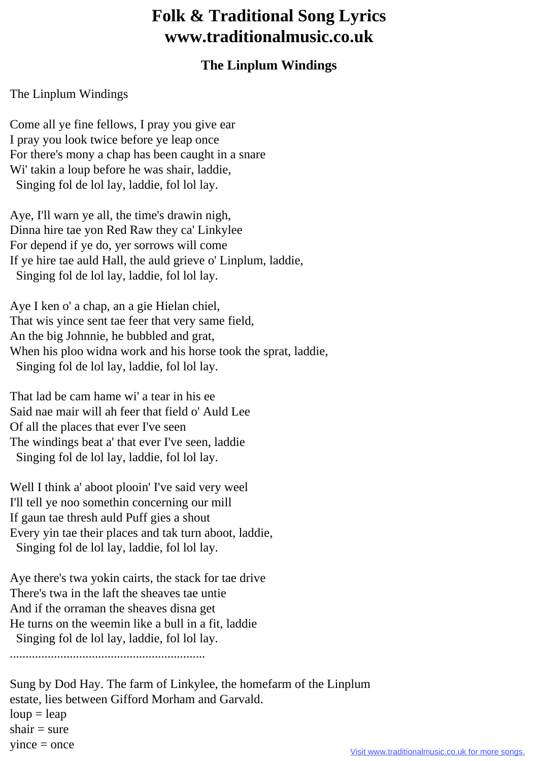# Folk & Traditional Song Lyrics
# www.traditionalmusic.co.uk

### The Linplum Windings

The Linplum Windings

Come all ye fine fellows, I pray you give ear
I pray you look twice before ye leap once
For there's mony a chap has been caught in a snare
Wi' takin a loup before he was shair, laddie,
  Singing fol de lol lay, laddie, fol lol lay.

Aye, I'll warn ye all, the time's drawin nigh,
Dinna hire tae yon Red Raw they ca' Linkylee
For depend if ye do, yer sorrows will come
If ye hire tae auld Hall, the auld grieve o' Linplum, laddie,
  Singing fol de lol lay, laddie, fol lol lay.

Aye I ken o' a chap, an a gie Hielan chiel,
That wis yince sent tae feer that very same field,
An the big Johnnie, he bubbled and grat,
When his ploo widna work and his horse took the sprat, laddie,
  Singing fol de lol lay, laddie, fol lol lay.

That lad be cam hame wi' a tear in his ee
Said nae mair will ah feer that field o' Auld Lee
Of all the places that ever I've seen
The windings beat a' that ever I've seen, laddie
  Singing fol de lol lay, laddie, fol lol lay.

Well I think a' aboot plooin' I've said very weel
I'll tell ye noo somethin concerning our mill
If gaun tae thresh auld Puff gies a shout
Every yin tae their places and tak turn aboot, laddie,
  Singing fol de lol lay, laddie, fol lol lay.

Aye there's twa yokin cairts, the stack for tae drive
There's twa in the laft the sheaves tae untie
And if the orraman the sheaves disna get
He turns on the weemin like a bull in a fit, laddie
  Singing fol de lol lay, laddie, fol lol lay.

..............................................................

Sung by Dod Hay. The farm of Linkylee, the homefarm of the Linplum estate, lies between Gifford Morham and Garvald.
loup = leap
shair = sure
yince = once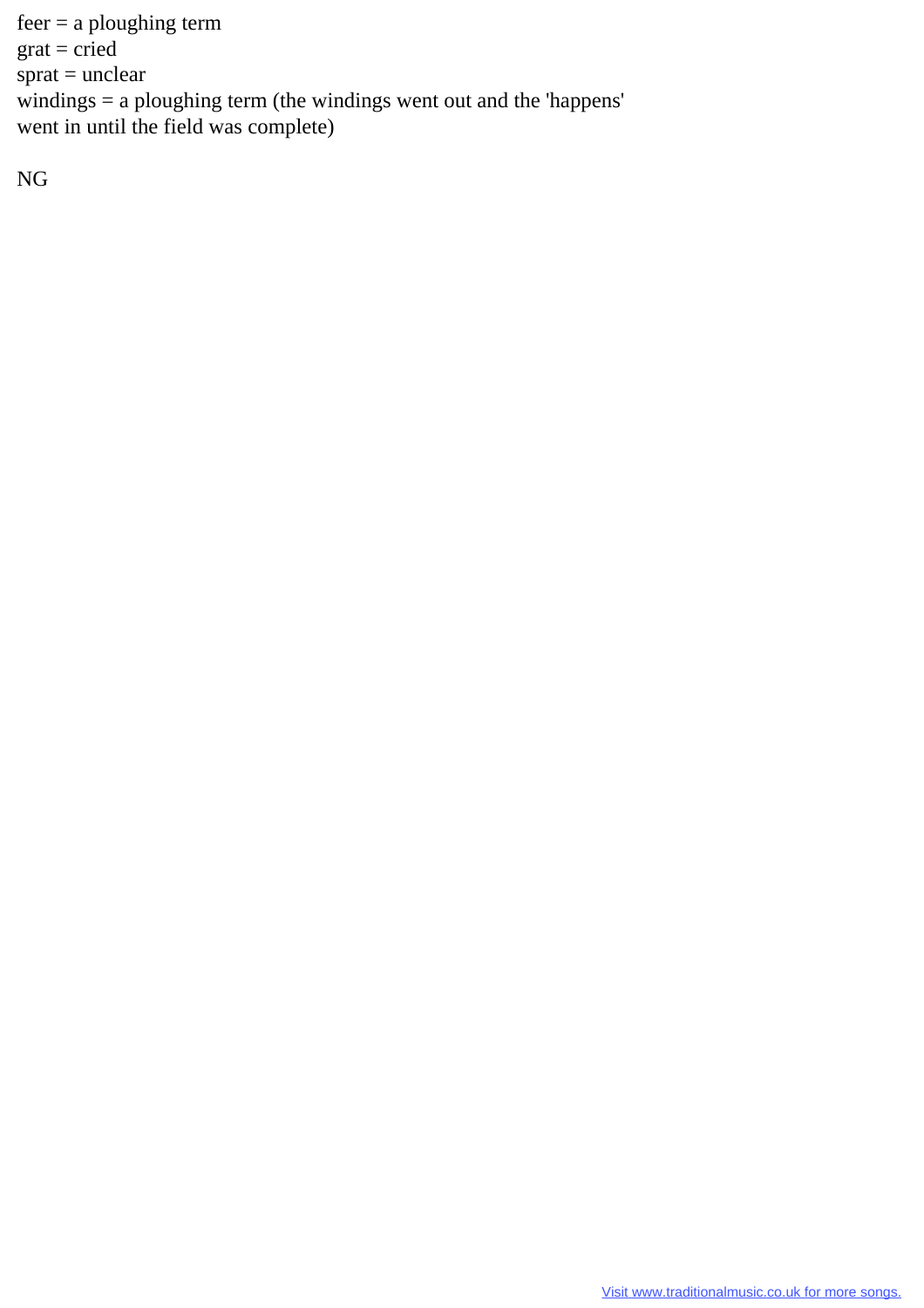feer = a ploughing term
grat = cried
sprat = unclear
windings = a ploughing term (the windings went out and the 'happens' went in until the field was complete)

NG